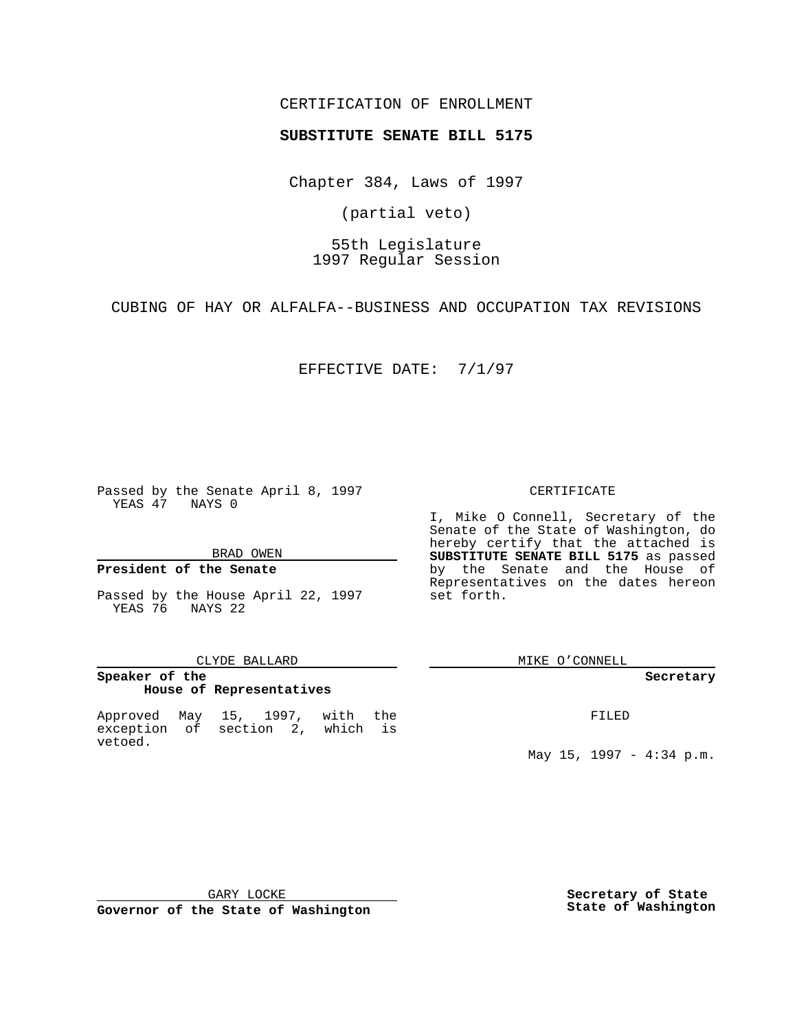CERTIFICATION OF ENROLLMENT

**SUBSTITUTE SENATE BILL 5175**

Chapter 384, Laws of 1997

(partial veto)

55th Legislature
1997 Regular Session

CUBING OF HAY OR ALFALFA--BUSINESS AND OCCUPATION TAX REVISIONS

EFFECTIVE DATE: 7/1/97

Passed by the Senate April 8, 1997
YEAS 47 NAYS 0

BRAD OWEN

**President of the Senate**

Passed by the House April 22, 1997
YEAS 76 NAYS 22

CLYDE BALLARD

**Speaker of the House of Representatives**

Approved May 15, 1997, with the exception of section 2, which is vetoed.

GARY LOCKE

**Governor of the State of Washington**

CERTIFICATE

I, Mike O Connell, Secretary of the Senate of the State of Washington, do hereby certify that the attached is **SUBSTITUTE SENATE BILL 5175** as passed by the Senate and the House of Representatives on the dates hereon set forth.

MIKE O'CONNELL

**Secretary**

FILED

May 15, 1997 - 4:34 p.m.

**Secretary of State**
**State of Washington**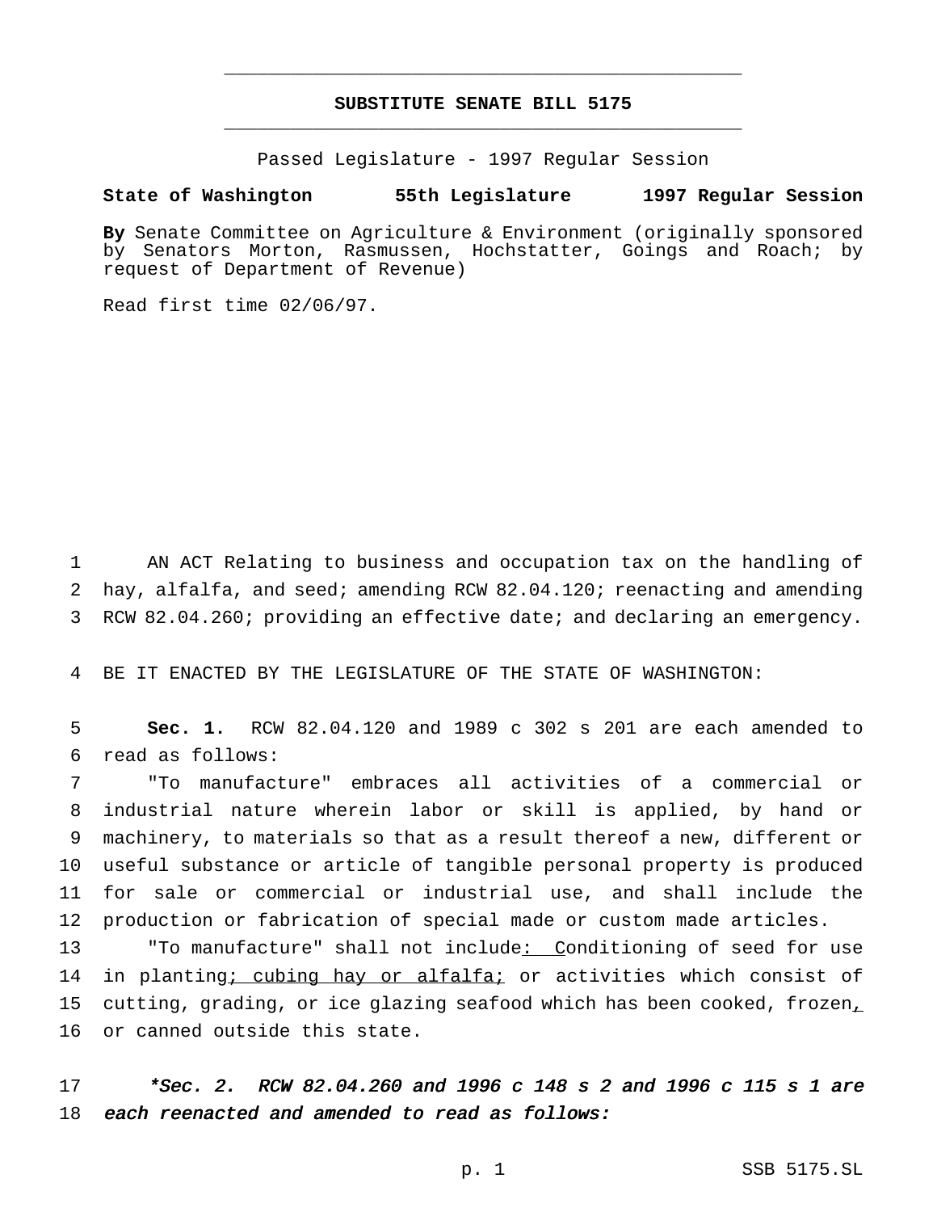# SUBSTITUTE SENATE BILL 5175

Passed Legislature - 1997 Regular Session

**State of Washington 55th Legislature 1997 Regular Session**

**By** Senate Committee on Agriculture & Environment (originally sponsored by Senators Morton, Rasmussen, Hochstatter, Goings and Roach; by request of Department of Revenue)

Read first time 02/06/97.

1 AN ACT Relating to business and occupation tax on the handling of
2 hay, alfalfa, and seed; amending RCW 82.04.120; reenacting and amending
3 RCW 82.04.260; providing an effective date; and declaring an emergency.

4 BE IT ENACTED BY THE LEGISLATURE OF THE STATE OF WASHINGTON:

5 **Sec. 1.** RCW 82.04.120 and 1989 c 302 s 201 are each amended to
6 read as follows:

7 "To manufacture" embraces all activities of a commercial or
8 industrial nature wherein labor or skill is applied, by hand or
9 machinery, to materials so that as a result thereof a new, different or
10 useful substance or article of tangible personal property is produced
11 for sale or commercial or industrial use, and shall include the
12 production or fabrication of special made or custom made articles.

13 "To manufacture" shall not include<u>: C</u>onditioning of seed for use
14 in planting<u>; cubing hay or alfalfa;</u> or activities which consist of
15 cutting, grading, or ice glazing seafood which has been cooked, frozen<u>,</u>
16 or canned outside this state.

17 ***\*Sec. 2. RCW 82.04.260 and 1996 c 148 s 2 and 1996 c 115 s 1 are***
18 ***each reenacted and amended to read as follows:***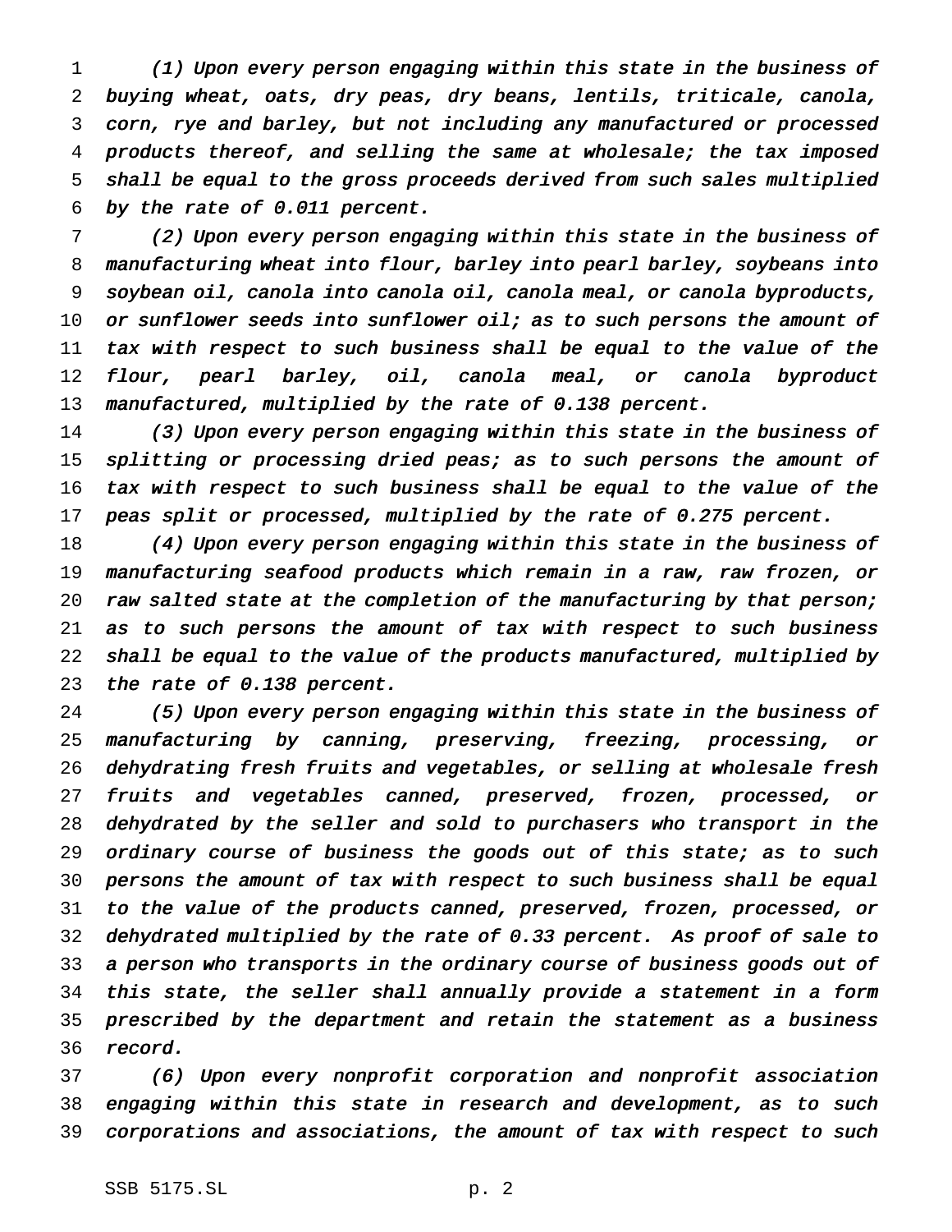*(1) Upon every person engaging within this state in the business of buying wheat, oats, dry peas, dry beans, lentils, triticale, canola, corn, rye and barley, but not including any manufactured or processed products thereof, and selling the same at wholesale; the tax imposed shall be equal to the gross proceeds derived from such sales multiplied by the rate of 0.011 percent.*

*(2) Upon every person engaging within this state in the business of manufacturing wheat into flour, barley into pearl barley, soybeans into soybean oil, canola into canola oil, canola meal, or canola byproducts, or sunflower seeds into sunflower oil; as to such persons the amount of tax with respect to such business shall be equal to the value of the flour, pearl barley, oil, canola meal, or canola byproduct manufactured, multiplied by the rate of 0.138 percent.*

*(3) Upon every person engaging within this state in the business of splitting or processing dried peas; as to such persons the amount of tax with respect to such business shall be equal to the value of the peas split or processed, multiplied by the rate of 0.275 percent.*

*(4) Upon every person engaging within this state in the business of manufacturing seafood products which remain in a raw, raw frozen, or raw salted state at the completion of the manufacturing by that person; as to such persons the amount of tax with respect to such business shall be equal to the value of the products manufactured, multiplied by the rate of 0.138 percent.*

*(5) Upon every person engaging within this state in the business of manufacturing by canning, preserving, freezing, processing, or dehydrating fresh fruits and vegetables, or selling at wholesale fresh fruits and vegetables canned, preserved, frozen, processed, or dehydrated by the seller and sold to purchasers who transport in the ordinary course of business the goods out of this state; as to such persons the amount of tax with respect to such business shall be equal to the value of the products canned, preserved, frozen, processed, or dehydrated multiplied by the rate of 0.33 percent. As proof of sale to a person who transports in the ordinary course of business goods out of this state, the seller shall annually provide a statement in a form prescribed by the department and retain the statement as a business record.*

*(6) Upon every nonprofit corporation and nonprofit association engaging within this state in research and development, as to such corporations and associations, the amount of tax with respect to such*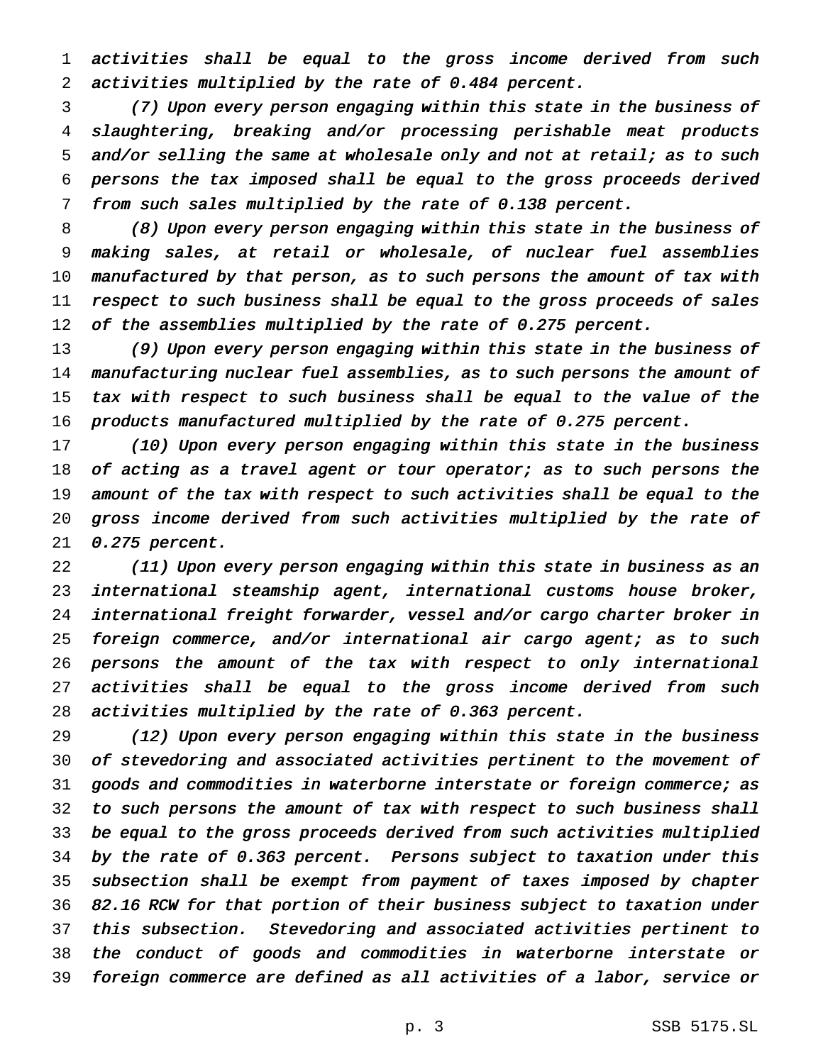*activities shall be equal to the gross income derived from such activities multiplied by the rate of 0.484 percent.*

*(7) Upon every person engaging within this state in the business of slaughtering, breaking and/or processing perishable meat products and/or selling the same at wholesale only and not at retail; as to such persons the tax imposed shall be equal to the gross proceeds derived from such sales multiplied by the rate of 0.138 percent.*

*(8) Upon every person engaging within this state in the business of making sales, at retail or wholesale, of nuclear fuel assemblies manufactured by that person, as to such persons the amount of tax with respect to such business shall be equal to the gross proceeds of sales of the assemblies multiplied by the rate of 0.275 percent.*

*(9) Upon every person engaging within this state in the business of manufacturing nuclear fuel assemblies, as to such persons the amount of tax with respect to such business shall be equal to the value of the products manufactured multiplied by the rate of 0.275 percent.*

*(10) Upon every person engaging within this state in the business of acting as a travel agent or tour operator; as to such persons the amount of the tax with respect to such activities shall be equal to the gross income derived from such activities multiplied by the rate of 0.275 percent.*

*(11) Upon every person engaging within this state in business as an international steamship agent, international customs house broker, international freight forwarder, vessel and/or cargo charter broker in foreign commerce, and/or international air cargo agent; as to such persons the amount of the tax with respect to only international activities shall be equal to the gross income derived from such activities multiplied by the rate of 0.363 percent.*

*(12) Upon every person engaging within this state in the business of stevedoring and associated activities pertinent to the movement of goods and commodities in waterborne interstate or foreign commerce; as to such persons the amount of tax with respect to such business shall be equal to the gross proceeds derived from such activities multiplied by the rate of 0.363 percent. Persons subject to taxation under this subsection shall be exempt from payment of taxes imposed by chapter 82.16 RCW for that portion of their business subject to taxation under this subsection. Stevedoring and associated activities pertinent to the conduct of goods and commodities in waterborne interstate or foreign commerce are defined as all activities of a labor, service or*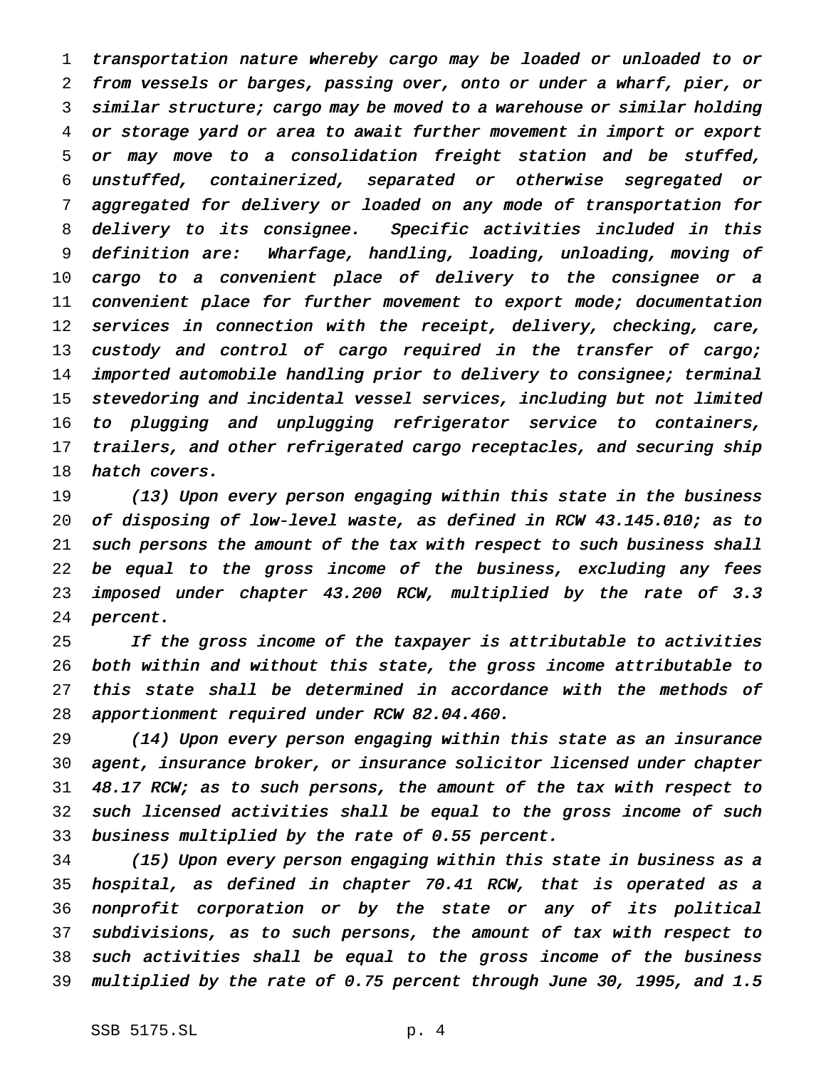*transportation nature whereby cargo may be loaded or unloaded to or from vessels or barges, passing over, onto or under a wharf, pier, or similar structure; cargo may be moved to a warehouse or similar holding or storage yard or area to await further movement in import or export or may move to a consolidation freight station and be stuffed, unstuffed, containerized, separated or otherwise segregated or aggregated for delivery or loaded on any mode of transportation for delivery to its consignee. Specific activities included in this definition are: Wharfage, handling, loading, unloading, moving of cargo to a convenient place of delivery to the consignee or a convenient place for further movement to export mode; documentation services in connection with the receipt, delivery, checking, care, custody and control of cargo required in the transfer of cargo; imported automobile handling prior to delivery to consignee; terminal stevedoring and incidental vessel services, including but not limited to plugging and unplugging refrigerator service to containers, trailers, and other refrigerated cargo receptacles, and securing ship hatch covers.*

*(13) Upon every person engaging within this state in the business of disposing of low-level waste, as defined in RCW 43.145.010; as to such persons the amount of the tax with respect to such business shall be equal to the gross income of the business, excluding any fees imposed under chapter 43.200 RCW, multiplied by the rate of 3.3 percent.*

*If the gross income of the taxpayer is attributable to activities both within and without this state, the gross income attributable to this state shall be determined in accordance with the methods of apportionment required under RCW 82.04.460.*

*(14) Upon every person engaging within this state as an insurance agent, insurance broker, or insurance solicitor licensed under chapter 48.17 RCW; as to such persons, the amount of the tax with respect to such licensed activities shall be equal to the gross income of such business multiplied by the rate of 0.55 percent.*

*(15) Upon every person engaging within this state in business as a hospital, as defined in chapter 70.41 RCW, that is operated as a nonprofit corporation or by the state or any of its political subdivisions, as to such persons, the amount of tax with respect to such activities shall be equal to the gross income of the business multiplied by the rate of 0.75 percent through June 30, 1995, and 1.5*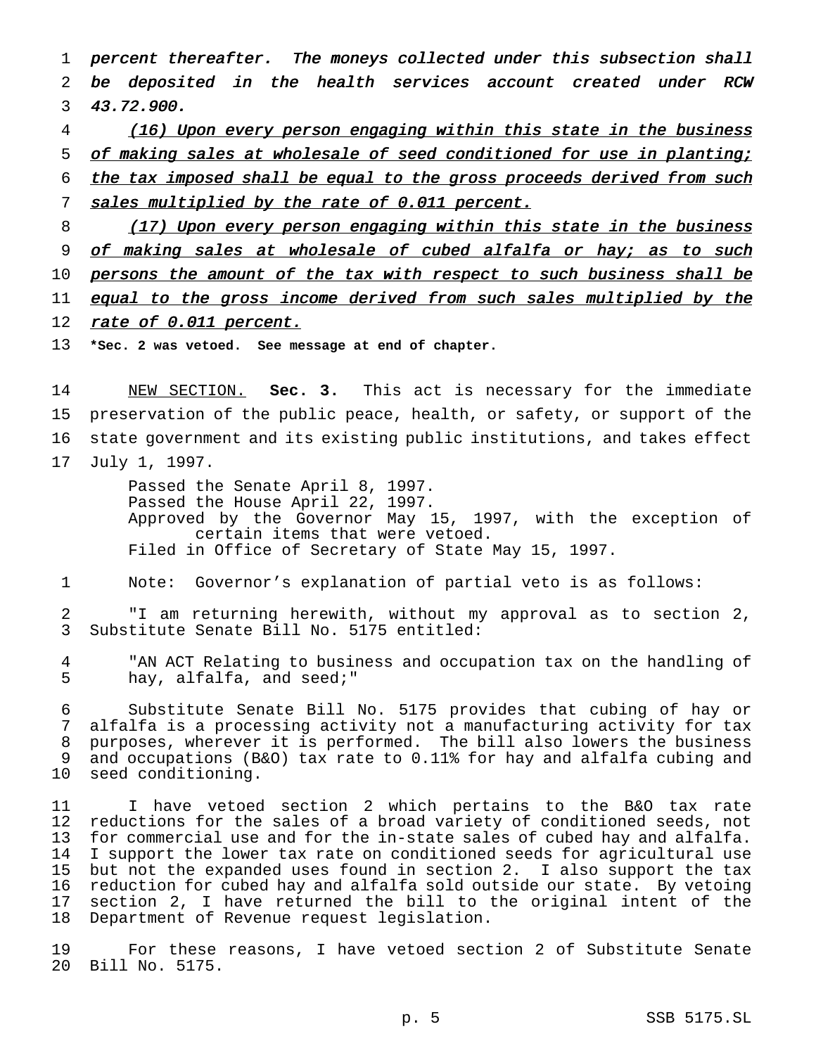*percent thereafter. The moneys collected under this subsection shall be deposited in the health services account created under RCW 43.72.900.*

*(16) Upon every person engaging within this state in the business of making sales at wholesale of seed conditioned for use in planting; the tax imposed shall be equal to the gross proceeds derived from such sales multiplied by the rate of 0.011 percent.*

*(17) Upon every person engaging within this state in the business of making sales at wholesale of cubed alfalfa or hay; as to such persons the amount of the tax with respect to such business shall be equal to the gross income derived from such sales multiplied by the rate of 0.011 percent.*

**\*Sec. 2 was vetoed. See message at end of chapter.**

NEW SECTION. **Sec. 3.** This act is necessary for the immediate preservation of the public peace, health, or safety, or support of the state government and its existing public institutions, and takes effect July 1, 1997.

Passed the Senate April 8, 1997.
Passed the House April 22, 1997.
Approved by the Governor May 15, 1997, with the exception of certain items that were vetoed.
Filed in Office of Secretary of State May 15, 1997.

Note: Governor's explanation of partial veto is as follows:

"I am returning herewith, without my approval as to section 2, Substitute Senate Bill No. 5175 entitled:

"AN ACT Relating to business and occupation tax on the handling of hay, alfalfa, and seed;"

Substitute Senate Bill No. 5175 provides that cubing of hay or alfalfa is a processing activity not a manufacturing activity for tax purposes, wherever it is performed. The bill also lowers the business and occupations (B&O) tax rate to 0.11% for hay and alfalfa cubing and seed conditioning.

I have vetoed section 2 which pertains to the B&O tax rate reductions for the sales of a broad variety of conditioned seeds, not for commercial use and for the in-state sales of cubed hay and alfalfa. I support the lower tax rate on conditioned seeds for agricultural use but not the expanded uses found in section 2. I also support the tax reduction for cubed hay and alfalfa sold outside our state. By vetoing section 2, I have returned the bill to the original intent of the Department of Revenue request legislation.

For these reasons, I have vetoed section 2 of Substitute Senate Bill No. 5175.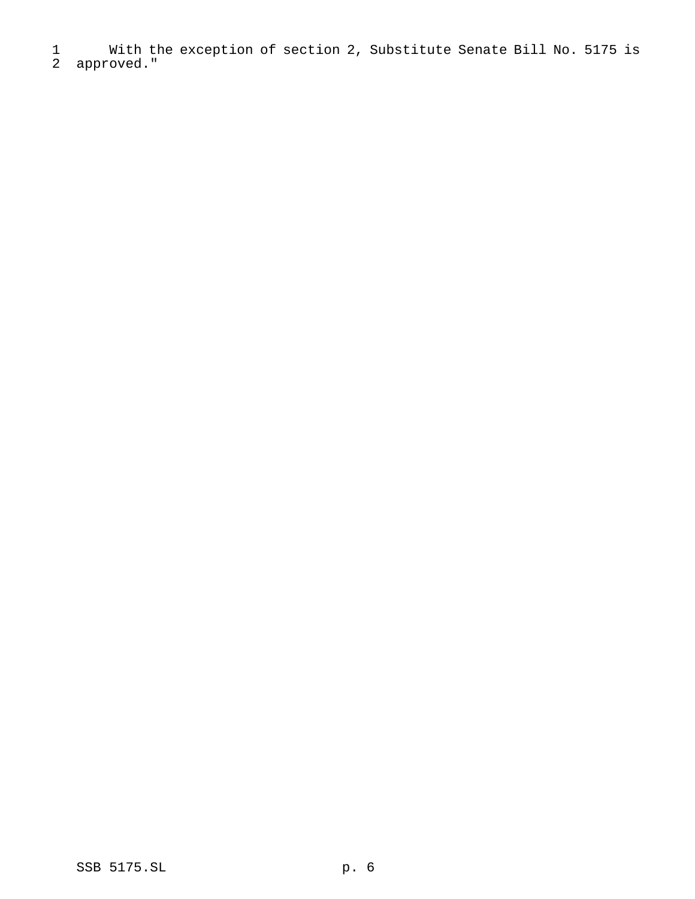With the exception of section 2, Substitute Senate Bill No. 5175 is approved."